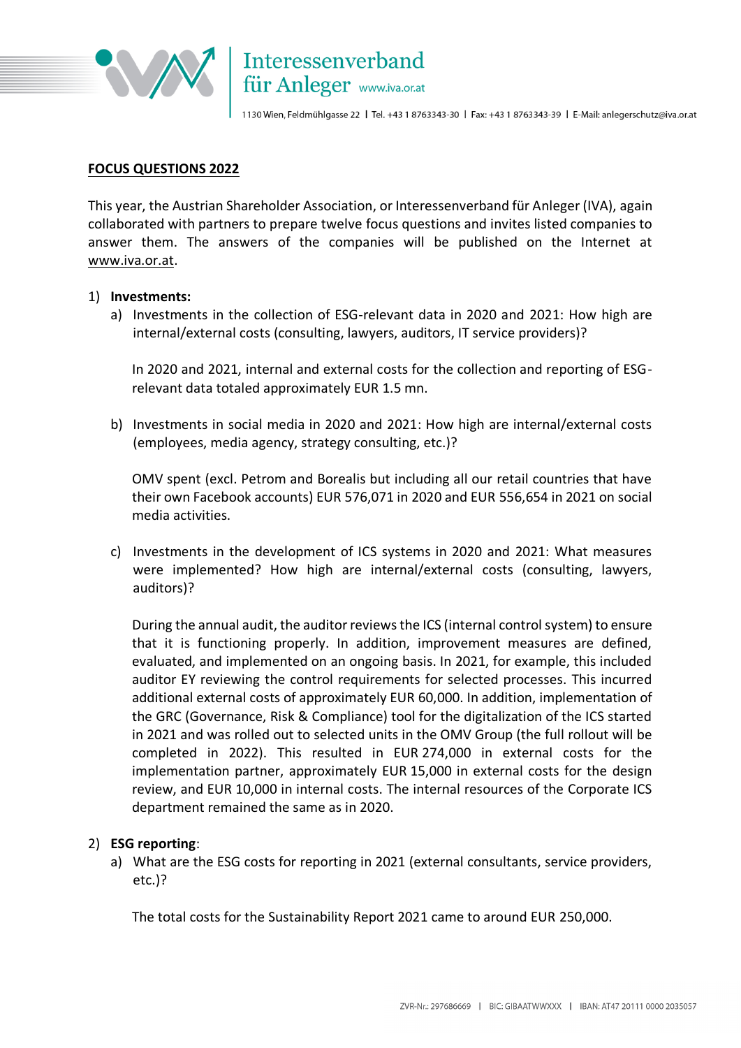## FOCUS QUESTIONS 2022

This year, the Austrian Shareholder Association, or Interessenverband für Anleger (IVA), again collaborated with partners to prepare twelve focus questions and invites listed companies to answer them. The answers of the companies will be published on the Internet at www.iva.or.at.

1) **Investments:**
   a) Investments in the collection of ESG-relevant data in 2020 and 2021: How high are internal/external costs (consulting, lawyers, auditors, IT service providers)?

      In 2020 and 2021, internal and external costs for the collection and reporting of ESG-relevant data totaled approximately EUR 1.5 mn.

   b) Investments in social media in 2020 and 2021: How high are internal/external costs (employees, media agency, strategy consulting, etc.)?

      OMV spent (excl. Petrom and Borealis but including all our retail countries that have their own Facebook accounts) EUR 576,071 in 2020 and EUR 556,654 in 2021 on social media activities.

   c) Investments in the development of ICS systems in 2020 and 2021: What measures were implemented? How high are internal/external costs (consulting, lawyers, auditors)?

      During the annual audit, the auditor reviews the ICS (internal control system) to ensure that it is functioning properly. In addition, improvement measures are defined, evaluated, and implemented on an ongoing basis. In 2021, for example, this included auditor EY reviewing the control requirements for selected processes. This incurred additional external costs of approximately EUR 60,000. In addition, implementation of the GRC (Governance, Risk & Compliance) tool for the digitalization of the ICS started in 2021 and was rolled out to selected units in the OMV Group (the full rollout will be completed in 2022). This resulted in EUR 274,000 in external costs for the implementation partner, approximately EUR 15,000 in external costs for the design review, and EUR 10,000 in internal costs. The internal resources of the Corporate ICS department remained the same as in 2020.

2) **ESG reporting**:
   a) What are the ESG costs for reporting in 2021 (external consultants, service providers, etc.)?

      The total costs for the Sustainability Report 2021 came to around EUR 250,000.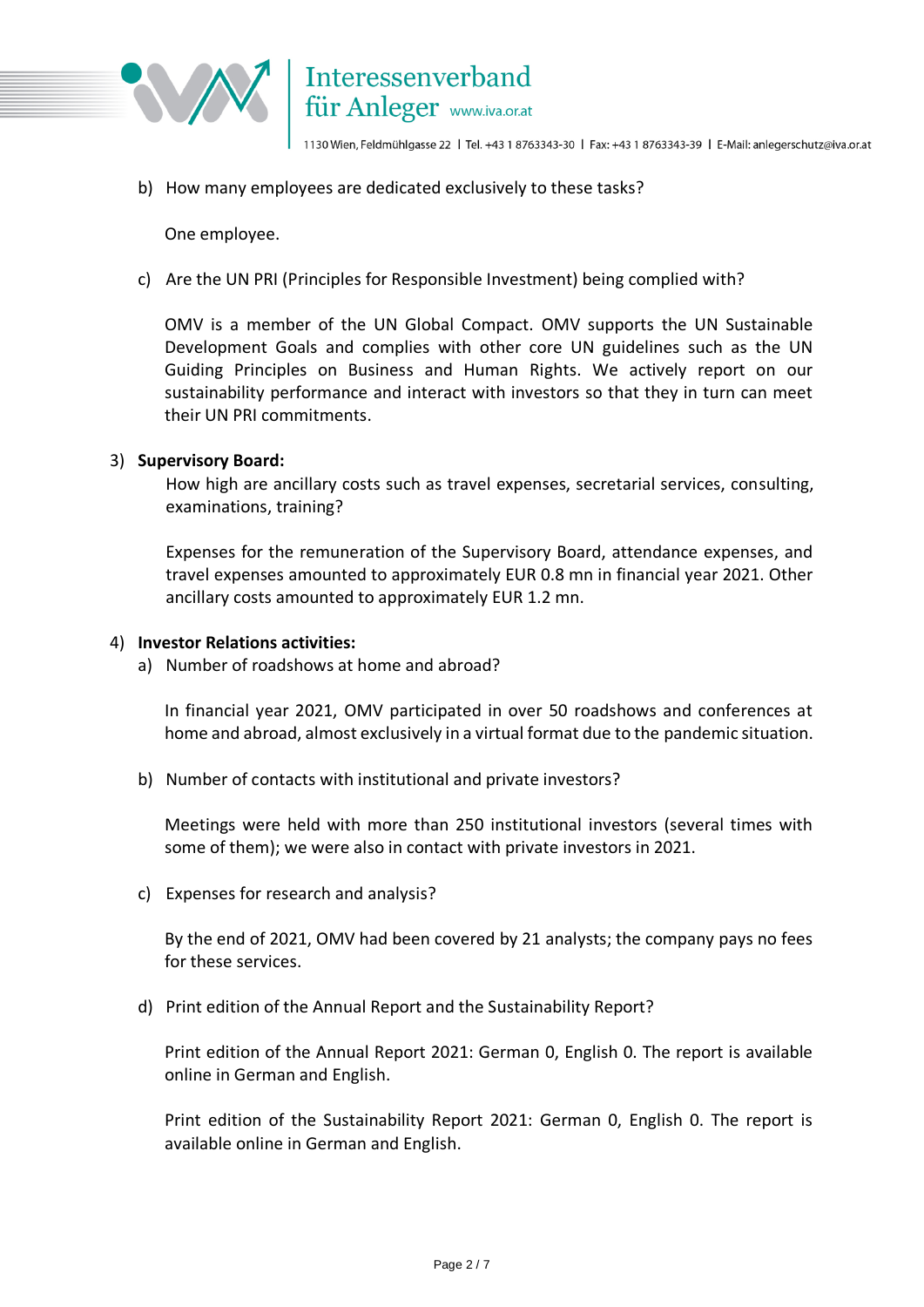b) How many employees are dedicated exclusively to these tasks?

   One employee.

c) Are the UN PRI (Principles for Responsible Investment) being complied with?

   OMV is a member of the UN Global Compact. OMV supports the UN Sustainable Development Goals and complies with other core UN guidelines such as the UN Guiding Principles on Business and Human Rights. We actively report on our sustainability performance and interact with investors so that they in turn can meet their UN PRI commitments.

3) **Supervisory Board:**

   How high are ancillary costs such as travel expenses, secretarial services, consulting, examinations, training?

   Expenses for the remuneration of the Supervisory Board, attendance expenses, and travel expenses amounted to approximately EUR 0.8 mn in financial year 2021. Other ancillary costs amounted to approximately EUR 1.2 mn.

4) **Investor Relations activities:**

   a) Number of roadshows at home and abroad?

   In financial year 2021, OMV participated in over 50 roadshows and conferences at home and abroad, almost exclusively in a virtual format due to the pandemic situation.

   b) Number of contacts with institutional and private investors?

   Meetings were held with more than 250 institutional investors (several times with some of them); we were also in contact with private investors in 2021.

   c) Expenses for research and analysis?

   By the end of 2021, OMV had been covered by 21 analysts; the company pays no fees for these services.

   d) Print edition of the Annual Report and the Sustainability Report?

   Print edition of the Annual Report 2021: German 0, English 0. The report is available online in German and English.

   Print edition of the Sustainability Report 2021: German 0, English 0. The report is available online in German and English.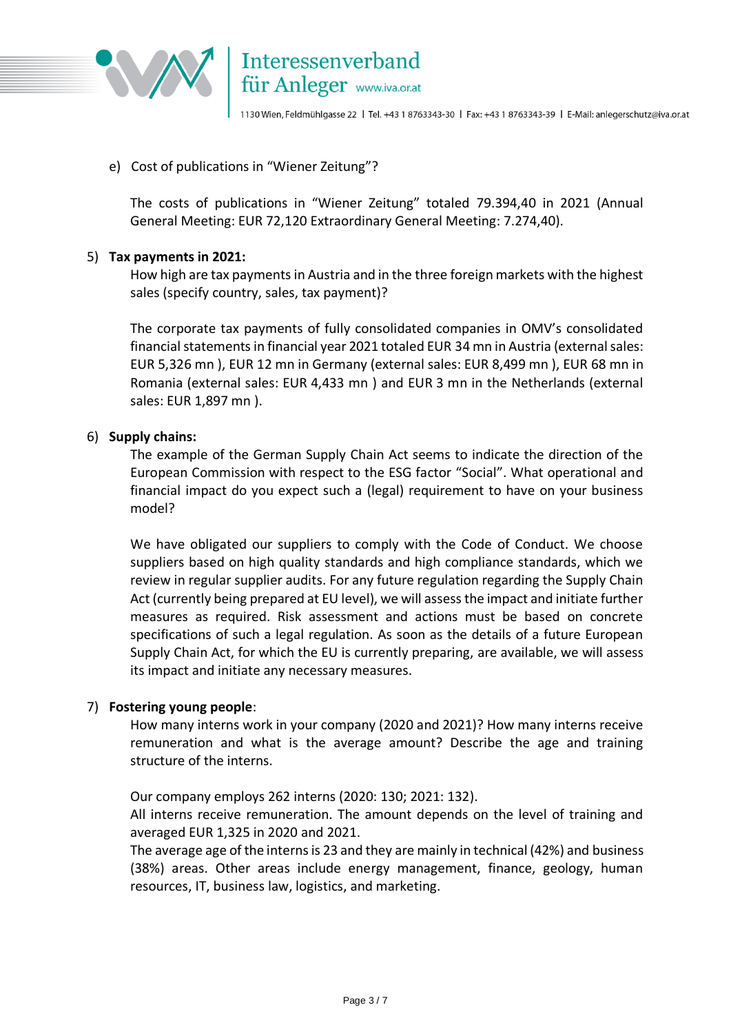e) Cost of publications in "Wiener Zeitung"?

The costs of publications in "Wiener Zeitung" totaled 79.394,40 in 2021 (Annual General Meeting: EUR 72,120 Extraordinary General Meeting: 7.274,40).

5) **Tax payments in 2021:**

How high are tax payments in Austria and in the three foreign markets with the highest sales (specify country, sales, tax payment)?

The corporate tax payments of fully consolidated companies in OMV's consolidated financial statements in financial year 2021 totaled EUR 34 mn in Austria (external sales: EUR 5,326 mn ), EUR 12 mn in Germany (external sales: EUR 8,499 mn ), EUR 68 mn in Romania (external sales: EUR 4,433 mn ) and EUR 3 mn in the Netherlands (external sales: EUR 1,897 mn ).

6) **Supply chains:**

The example of the German Supply Chain Act seems to indicate the direction of the European Commission with respect to the ESG factor "Social". What operational and financial impact do you expect such a (legal) requirement to have on your business model?

We have obligated our suppliers to comply with the Code of Conduct. We choose suppliers based on high quality standards and high compliance standards, which we review in regular supplier audits. For any future regulation regarding the Supply Chain Act (currently being prepared at EU level), we will assess the impact and initiate further measures as required. Risk assessment and actions must be based on concrete specifications of such a legal regulation. As soon as the details of a future European Supply Chain Act, for which the EU is currently preparing, are available, we will assess its impact and initiate any necessary measures.

7) **Fostering young people**:

How many interns work in your company (2020 and 2021)? How many interns receive remuneration and what is the average amount? Describe the age and training structure of the interns.

Our company employs 262 interns (2020: 130; 2021: 132).
All interns receive remuneration. The amount depends on the level of training and averaged EUR 1,325 in 2020 and 2021.
The average age of the interns is 23 and they are mainly in technical (42%) and business (38%) areas. Other areas include energy management, finance, geology, human resources, IT, business law, logistics, and marketing.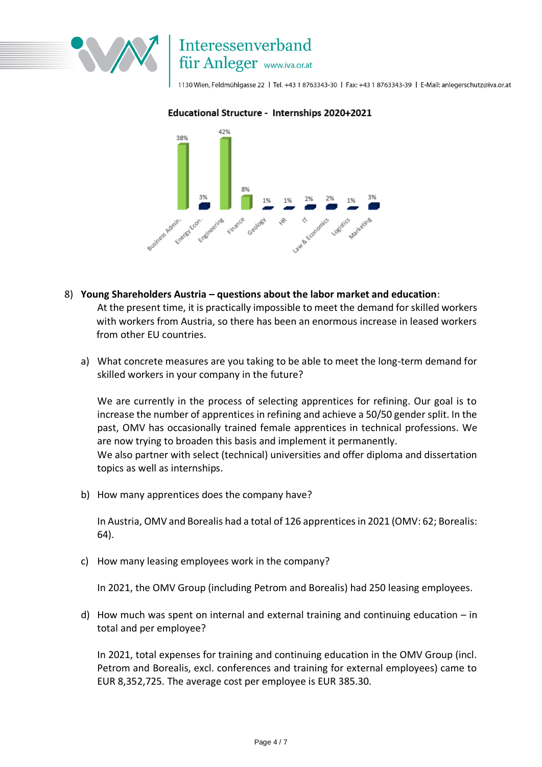**Educational Structure - Internships 2020+2021**

| Business Admin. | Energy Econ. | Engineering | Finance | Geology | HR | IT | Law & Economics | Logistics | Marketing |
|---|---|---|---|---|---|---|---|---|---|
| 38% | 3% | 42% | 8% | 1% | 1% | 2% | 2% | 1% | 3% |

8) **Young Shareholders Austria – questions about the labor market and education**:
At the present time, it is practically impossible to meet the demand for skilled workers with workers from Austria, so there has been an enormous increase in leased workers from other EU countries.

a) What concrete measures are you taking to be able to meet the long-term demand for skilled workers in your company in the future?

We are currently in the process of selecting apprentices for refining. Our goal is to increase the number of apprentices in refining and achieve a 50/50 gender split. In the past, OMV has occasionally trained female apprentices in technical professions. We are now trying to broaden this basis and implement it permanently.
We also partner with select (technical) universities and offer diploma and dissertation topics as well as internships.

b) How many apprentices does the company have?

In Austria, OMV and Borealis had a total of 126 apprentices in 2021 (OMV: 62; Borealis: 64).

c) How many leasing employees work in the company?

In 2021, the OMV Group (including Petrom and Borealis) had 250 leasing employees.

d) How much was spent on internal and external training and continuing education – in total and per employee?

In 2021, total expenses for training and continuing education in the OMV Group (incl. Petrom and Borealis, excl. conferences and training for external employees) came to EUR 8,352,725. The average cost per employee is EUR 385.30.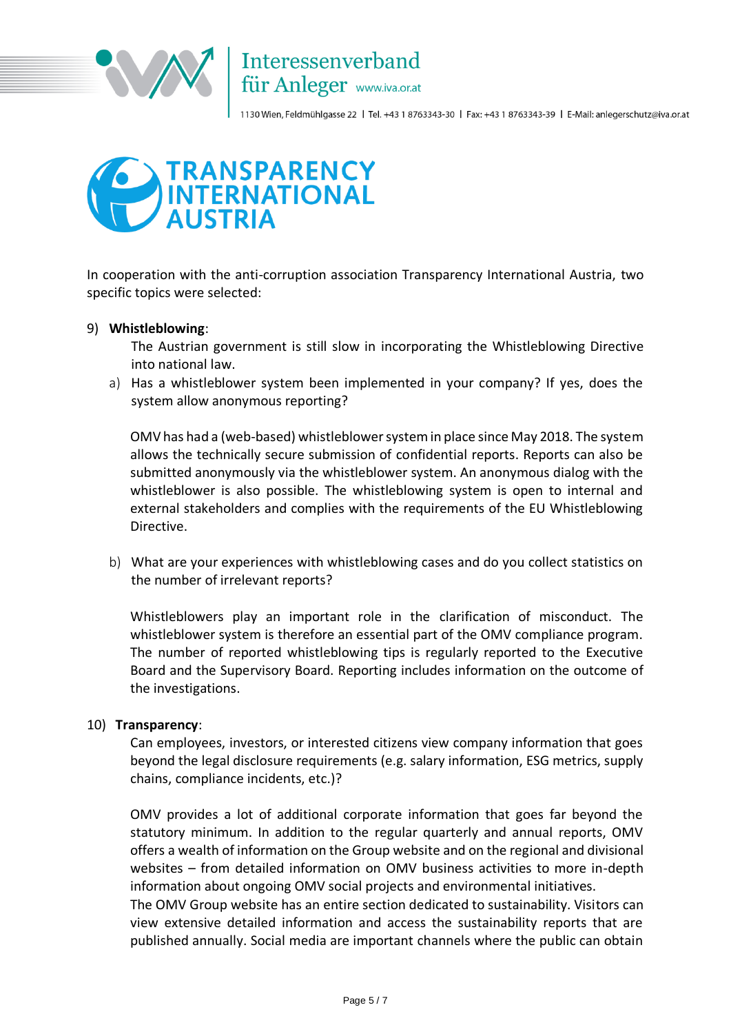In cooperation with the anti-corruption association Transparency International Austria, two specific topics were selected:

9) **Whistleblowing**:

   The Austrian government is still slow in incorporating the Whistleblowing Directive into national law.

   a) Has a whistleblower system been implemented in your company? If yes, does the system allow anonymous reporting?

   OMV has had a (web-based) whistleblower system in place since May 2018. The system allows the technically secure submission of confidential reports. Reports can also be submitted anonymously via the whistleblower system. An anonymous dialog with the whistleblower is also possible. The whistleblowing system is open to internal and external stakeholders and complies with the requirements of the EU Whistleblowing Directive.

   b) What are your experiences with whistleblowing cases and do you collect statistics on the number of irrelevant reports?

   Whistleblowers play an important role in the clarification of misconduct. The whistleblower system is therefore an essential part of the OMV compliance program. The number of reported whistleblowing tips is regularly reported to the Executive Board and the Supervisory Board. Reporting includes information on the outcome of the investigations.

10) **Transparency**:

   Can employees, investors, or interested citizens view company information that goes beyond the legal disclosure requirements (e.g. salary information, ESG metrics, supply chains, compliance incidents, etc.)?

   OMV provides a lot of additional corporate information that goes far beyond the statutory minimum. In addition to the regular quarterly and annual reports, OMV offers a wealth of information on the Group website and on the regional and divisional websites – from detailed information on OMV business activities to more in-depth information about ongoing OMV social projects and environmental initiatives.
   The OMV Group website has an entire section dedicated to sustainability. Visitors can view extensive detailed information and access the sustainability reports that are published annually. Social media are important channels where the public can obtain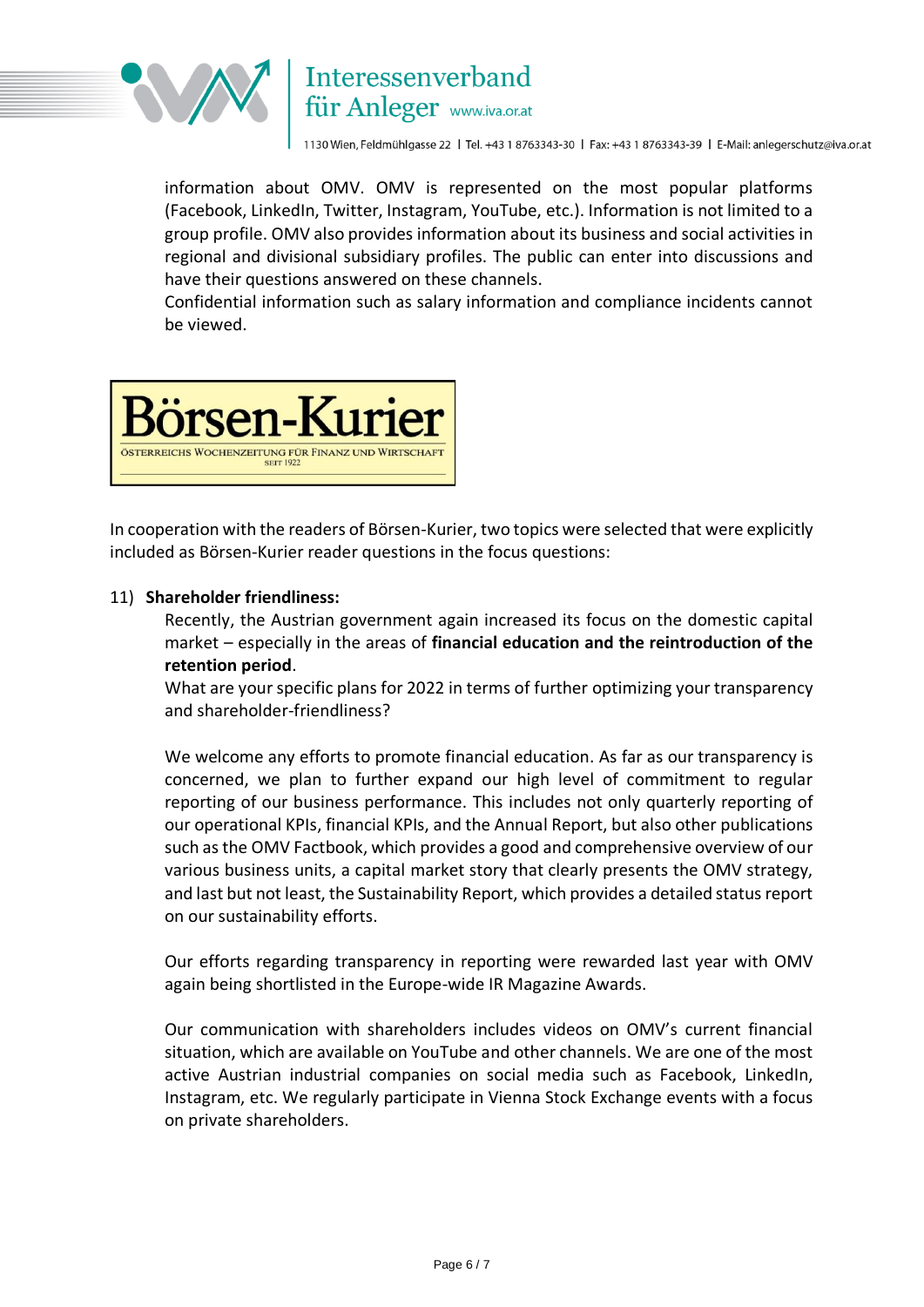information about OMV. OMV is represented on the most popular platforms (Facebook, LinkedIn, Twitter, Instagram, YouTube, etc.). Information is not limited to a group profile. OMV also provides information about its business and social activities in regional and divisional subsidiary profiles. The public can enter into discussions and have their questions answered on these channels.
Confidential information such as salary information and compliance incidents cannot be viewed.

**Börsen-Kurier**
ÖSTERREICHS WOCHENZEITUNG FÜR FINANZ UND WIRTSCHAFT
SEIT 1922

In cooperation with the readers of Börsen-Kurier, two topics were selected that were explicitly included as Börsen-Kurier reader questions in the focus questions:

11) **Shareholder friendliness:**

Recently, the Austrian government again increased its focus on the domestic capital market – especially in the areas of **financial education and the reintroduction of the retention period**.
What are your specific plans for 2022 in terms of further optimizing your transparency and shareholder-friendliness?

We welcome any efforts to promote financial education. As far as our transparency is concerned, we plan to further expand our high level of commitment to regular reporting of our business performance. This includes not only quarterly reporting of our operational KPIs, financial KPIs, and the Annual Report, but also other publications such as the OMV Factbook, which provides a good and comprehensive overview of our various business units, a capital market story that clearly presents the OMV strategy, and last but not least, the Sustainability Report, which provides a detailed status report on our sustainability efforts.

Our efforts regarding transparency in reporting were rewarded last year with OMV again being shortlisted in the Europe-wide IR Magazine Awards.

Our communication with shareholders includes videos on OMV's current financial situation, which are available on YouTube and other channels. We are one of the most active Austrian industrial companies on social media such as Facebook, LinkedIn, Instagram, etc. We regularly participate in Vienna Stock Exchange events with a focus on private shareholders.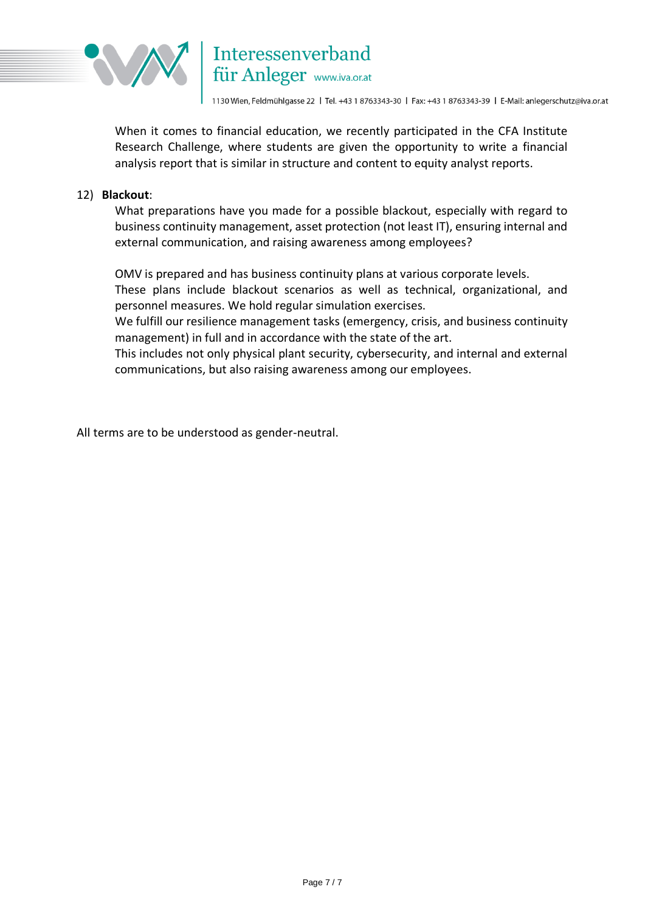When it comes to financial education, we recently participated in the CFA Institute Research Challenge, where students are given the opportunity to write a financial analysis report that is similar in structure and content to equity analyst reports.

12) **Blackout**:

What preparations have you made for a possible blackout, especially with regard to business continuity management, asset protection (not least IT), ensuring internal and external communication, and raising awareness among employees?

OMV is prepared and has business continuity plans at various corporate levels.
These plans include blackout scenarios as well as technical, organizational, and personnel measures. We hold regular simulation exercises.
We fulfill our resilience management tasks (emergency, crisis, and business continuity management) in full and in accordance with the state of the art.
This includes not only physical plant security, cybersecurity, and internal and external communications, but also raising awareness among our employees.

All terms are to be understood as gender-neutral.